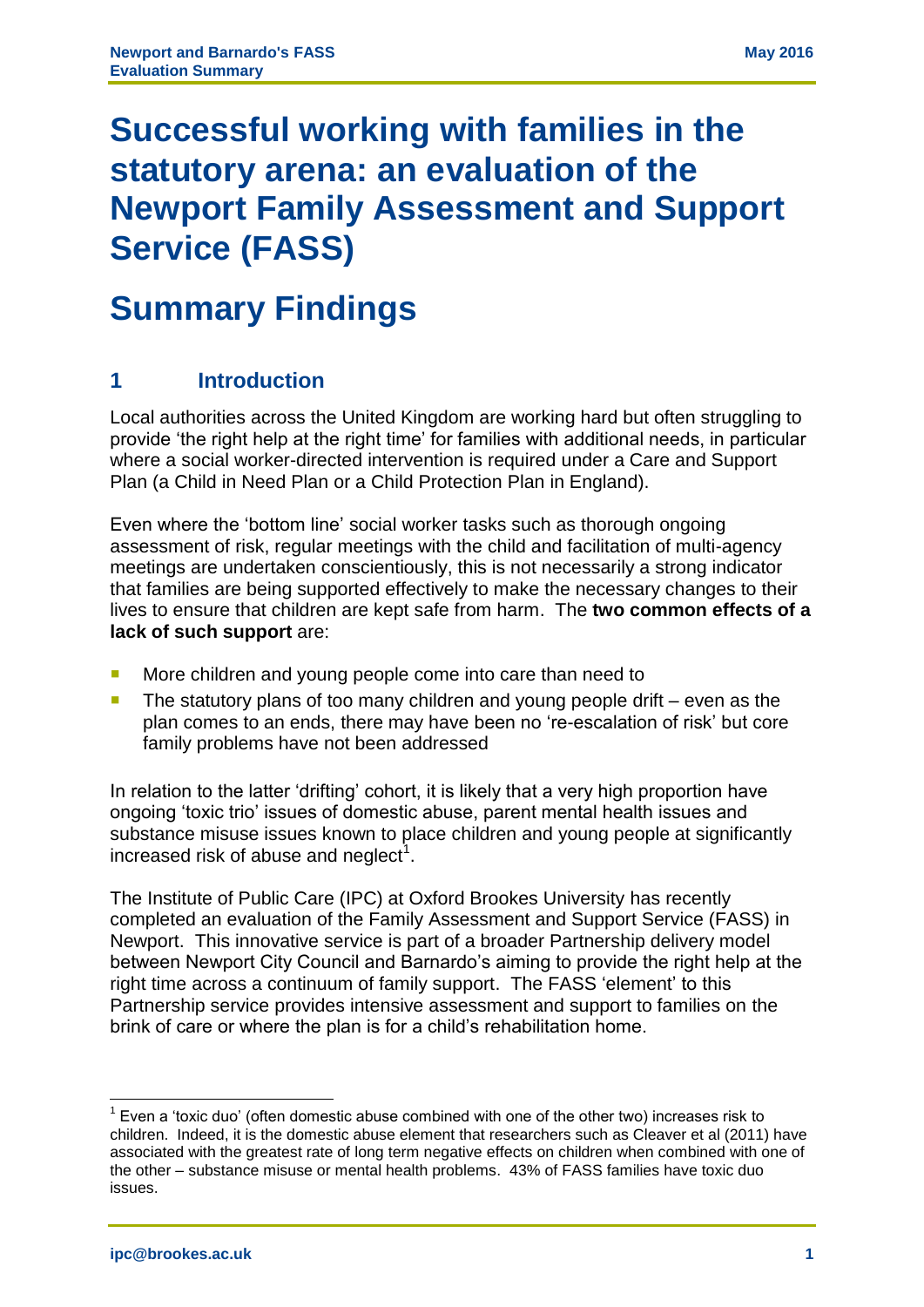# Successful working with families in the statutory arena: an evaluation of the Newport Family Assessment and Support Service (FASS)

# Summary Findings

## 1 Introduction

Local authorities across the United Kingdom are working hard but often struggling to provide 'the right help at the right time' for families with additional needs, in particular where a social worker-directed intervention is required under a Care and Support Plan (a Child in Need Plan or a Child Protection Plan in England).

Even where the 'bottom line' social worker tasks such as thorough ongoing assessment of risk, regular meetings with the child and facilitation of multi-agency meetings are undertaken conscientiously, this is not necessarily a strong indicator that families are being supported effectively to make the necessary changes to their lives to ensure that children are kept safe from harm. The **two common effects of a lack of such support** are:

- More children and young people come into care than need to
- The statutory plans of too many children and young people drift – even as the plan comes to an ends, there may have been no 're-escalation of risk' but core family problems have not been addressed

In relation to the latter 'drifting' cohort, it is likely that a very high proportion have ongoing 'toxic trio' issues of domestic abuse, parent mental health issues and substance misuse issues known to place children and young people at significantly increased risk of abuse and neglect[1].

The Institute of Public Care (IPC) at Oxford Brookes University has recently completed an evaluation of the Family Assessment and Support Service (FASS) in Newport. This innovative service is part of a broader Partnership delivery model between Newport City Council and Barnardo's aiming to provide the right help at the right time across a continuum of family support. The FASS 'element' to this Partnership service provides intensive assessment and support to families on the brink of care or where the plan is for a child's rehabilitation home.

[1] Even a 'toxic duo' (often domestic abuse combined with one of the other two) increases risk to children. Indeed, it is the domestic abuse element that researchers such as Cleaver et al (2011) have associated with the greatest rate of long term negative effects on children when combined with one of the other – substance misuse or mental health problems. 43% of FASS families have toxic duo issues.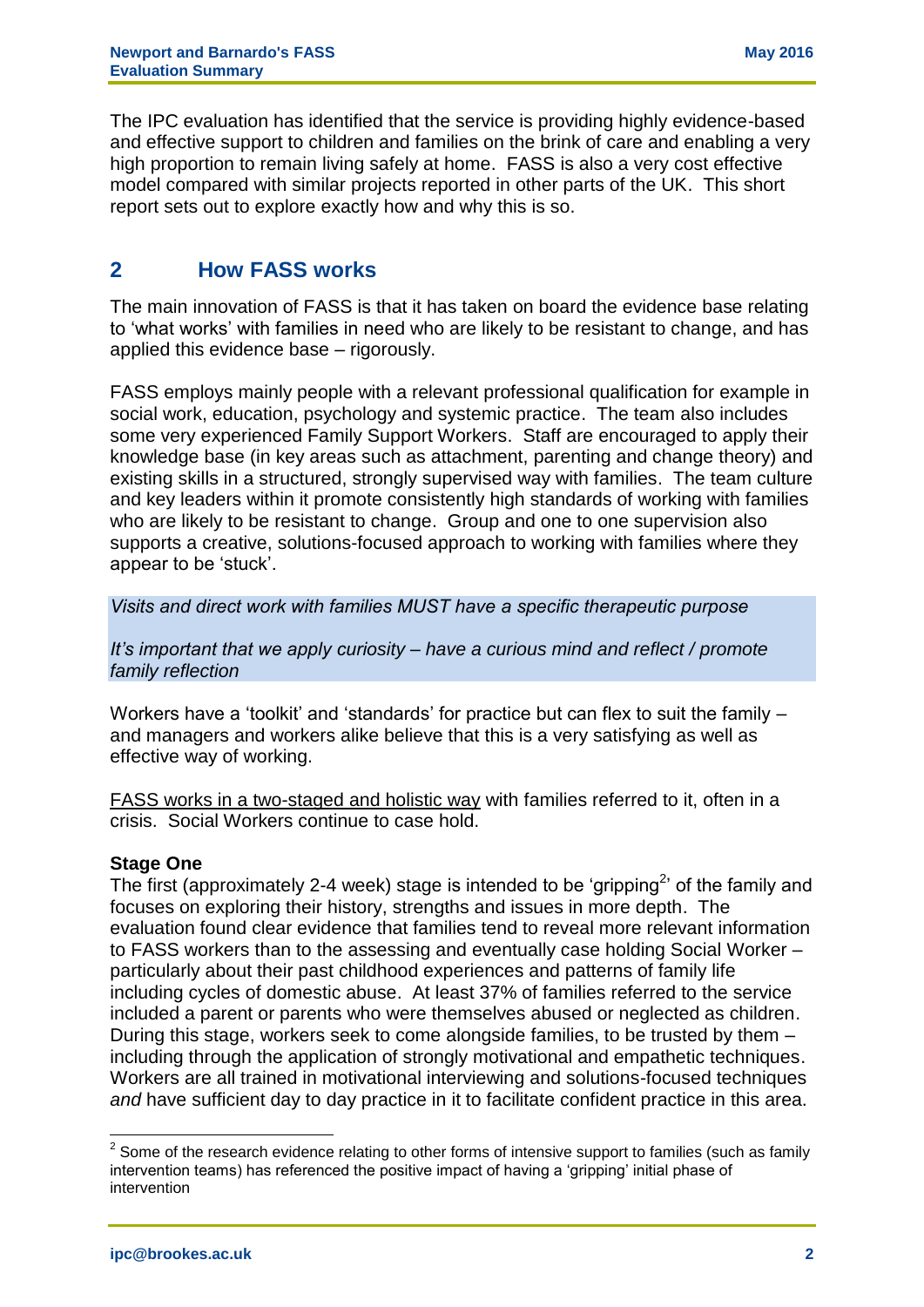The IPC evaluation has identified that the service is providing highly evidence-based and effective support to children and families on the brink of care and enabling a very high proportion to remain living safely at home. FASS is also a very cost effective model compared with similar projects reported in other parts of the UK. This short report sets out to explore exactly how and why this is so.

## 2 How FASS works

The main innovation of FASS is that it has taken on board the evidence base relating to 'what works' with families in need who are likely to be resistant to change, and has applied this evidence base – rigorously.

FASS employs mainly people with a relevant professional qualification for example in social work, education, psychology and systemic practice. The team also includes some very experienced Family Support Workers. Staff are encouraged to apply their knowledge base (in key areas such as attachment, parenting and change theory) and existing skills in a structured, strongly supervised way with families. The team culture and key leaders within it promote consistently high standards of working with families who are likely to be resistant to change. Group and one to one supervision also supports a creative, solutions-focused approach to working with families where they appear to be 'stuck'.

*Visits and direct work with families MUST have a specific therapeutic purpose*

*It's important that we apply curiosity – have a curious mind and reflect / promote family reflection*

Workers have a 'toolkit' and 'standards' for practice but can flex to suit the family – and managers and workers alike believe that this is a very satisfying as well as effective way of working.

<u>FASS works in a two-staged and holistic way</u> with families referred to it, often in a crisis. Social Workers continue to case hold.

**Stage One**

The first (approximately 2-4 week) stage is intended to be 'gripping[2]' of the family and focuses on exploring their history, strengths and issues in more depth. The evaluation found clear evidence that families tend to reveal more relevant information to FASS workers than to the assessing and eventually case holding Social Worker – particularly about their past childhood experiences and patterns of family life including cycles of domestic abuse. At least 37% of families referred to the service included a parent or parents who were themselves abused or neglected as children. During this stage, workers seek to come alongside families, to be trusted by them – including through the application of strongly motivational and empathetic techniques. Workers are all trained in motivational interviewing and solutions-focused techniques *and* have sufficient day to day practice in it to facilitate confident practice in this area.

[2] Some of the research evidence relating to other forms of intensive support to families (such as family intervention teams) has referenced the positive impact of having a 'gripping' initial phase of intervention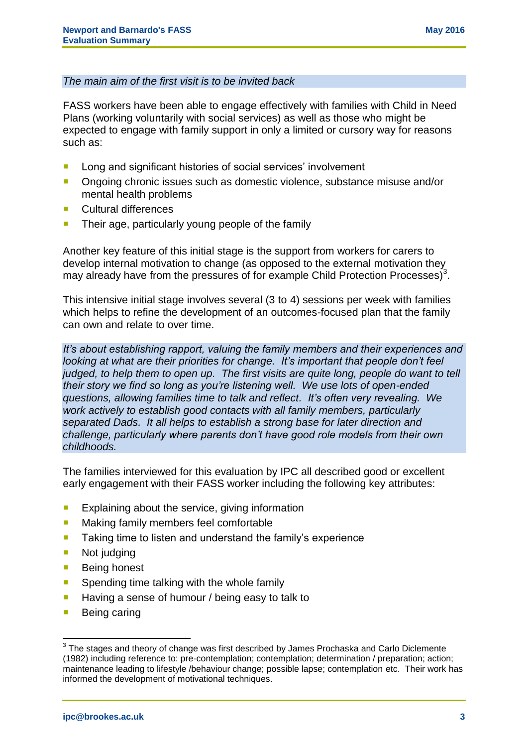*The main aim of the first visit is to be invited back*

FASS workers have been able to engage effectively with families with Child in Need Plans (working voluntarily with social services) as well as those who might be expected to engage with family support in only a limited or cursory way for reasons such as:

- Long and significant histories of social services' involvement
- Ongoing chronic issues such as domestic violence, substance misuse and/or mental health problems
- Cultural differences
- Their age, particularly young people of the family

Another key feature of this initial stage is the support from workers for carers to develop internal motivation to change (as opposed to the external motivation they may already have from the pressures of for example Child Protection Processes)[3].

This intensive initial stage involves several (3 to 4) sessions per week with families which helps to refine the development of an outcomes-focused plan that the family can own and relate to over time.

*It's about establishing rapport, valuing the family members and their experiences and looking at what are their priorities for change. It's important that people don't feel judged, to help them to open up. The first visits are quite long, people do want to tell their story we find so long as you're listening well. We use lots of open-ended questions, allowing families time to talk and reflect. It's often very revealing. We work actively to establish good contacts with all family members, particularly separated Dads. It all helps to establish a strong base for later direction and challenge, particularly where parents don't have good role models from their own childhoods.*

The families interviewed for this evaluation by IPC all described good or excellent early engagement with their FASS worker including the following key attributes:

- Explaining about the service, giving information
- Making family members feel comfortable
- Taking time to listen and understand the family's experience
- Not judging
- Being honest
- Spending time talking with the whole family
- Having a sense of humour / being easy to talk to
- Being caring

[3] The stages and theory of change was first described by James Prochaska and Carlo Diclemente (1982) including reference to: pre-contemplation; contemplation; determination / preparation; action; maintenance leading to lifestyle /behaviour change; possible lapse; contemplation etc. Their work has informed the development of motivational techniques.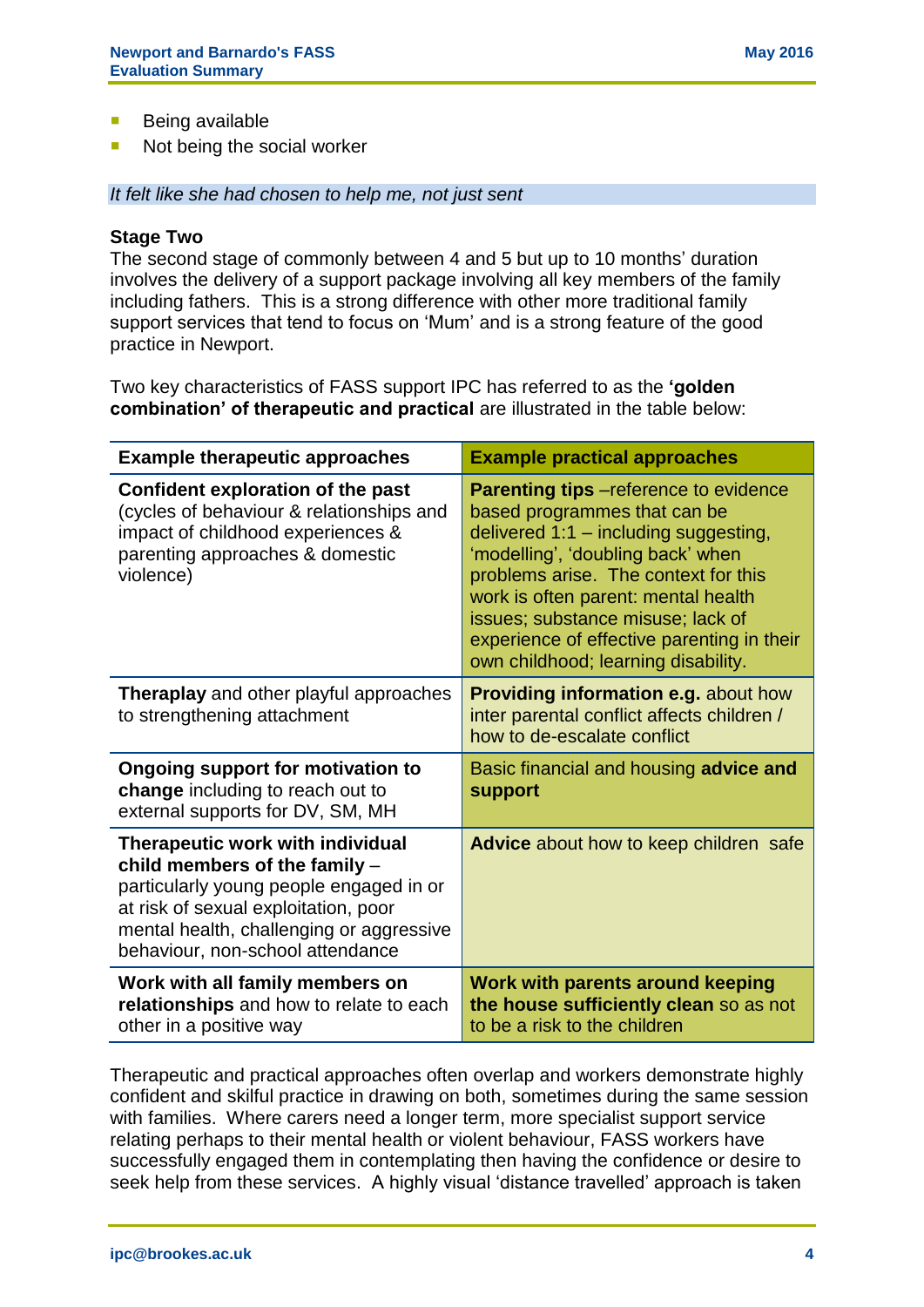- Being available
- Not being the social worker

*It felt like she had chosen to help me, not just sent*

**Stage Two**

The second stage of commonly between 4 and 5 but up to 10 months' duration involves the delivery of a support package involving all key members of the family including fathers. This is a strong difference with other more traditional family support services that tend to focus on 'Mum' and is a strong feature of the good practice in Newport.

Two key characteristics of FASS support IPC has referred to as the **'golden combination' of therapeutic and practical** are illustrated in the table below:

| Example therapeutic approaches | Example practical approaches |
|---|---|
| **Confident exploration of the past** (cycles of behaviour & relationships and impact of childhood experiences & parenting approaches & domestic violence) | **Parenting tips** –reference to evidence based programmes that can be delivered 1:1 – including suggesting, 'modelling', 'doubling back' when problems arise. The context for this work is often parent: mental health issues; substance misuse; lack of experience of effective parenting in their own childhood; learning disability. |
| **Theraplay** and other playful approaches to strengthening attachment | **Providing information e.g.** about how inter parental conflict affects children / how to de-escalate conflict |
| **Ongoing support for motivation to change** including to reach out to external supports for DV, SM, MH | Basic financial and housing **advice and support** |
| **Therapeutic work with individual child members of the family** – particularly young people engaged in or at risk of sexual exploitation, poor mental health, challenging or aggressive behaviour, non-school attendance | **Advice** about how to keep children safe |
| **Work with all family members on relationships** and how to relate to each other in a positive way | **Work with parents around keeping the house sufficiently clean** so as not to be a risk to the children |

Therapeutic and practical approaches often overlap and workers demonstrate highly confident and skilful practice in drawing on both, sometimes during the same session with families. Where carers need a longer term, more specialist support service relating perhaps to their mental health or violent behaviour, FASS workers have successfully engaged them in contemplating then having the confidence or desire to seek help from these services. A highly visual 'distance travelled' approach is taken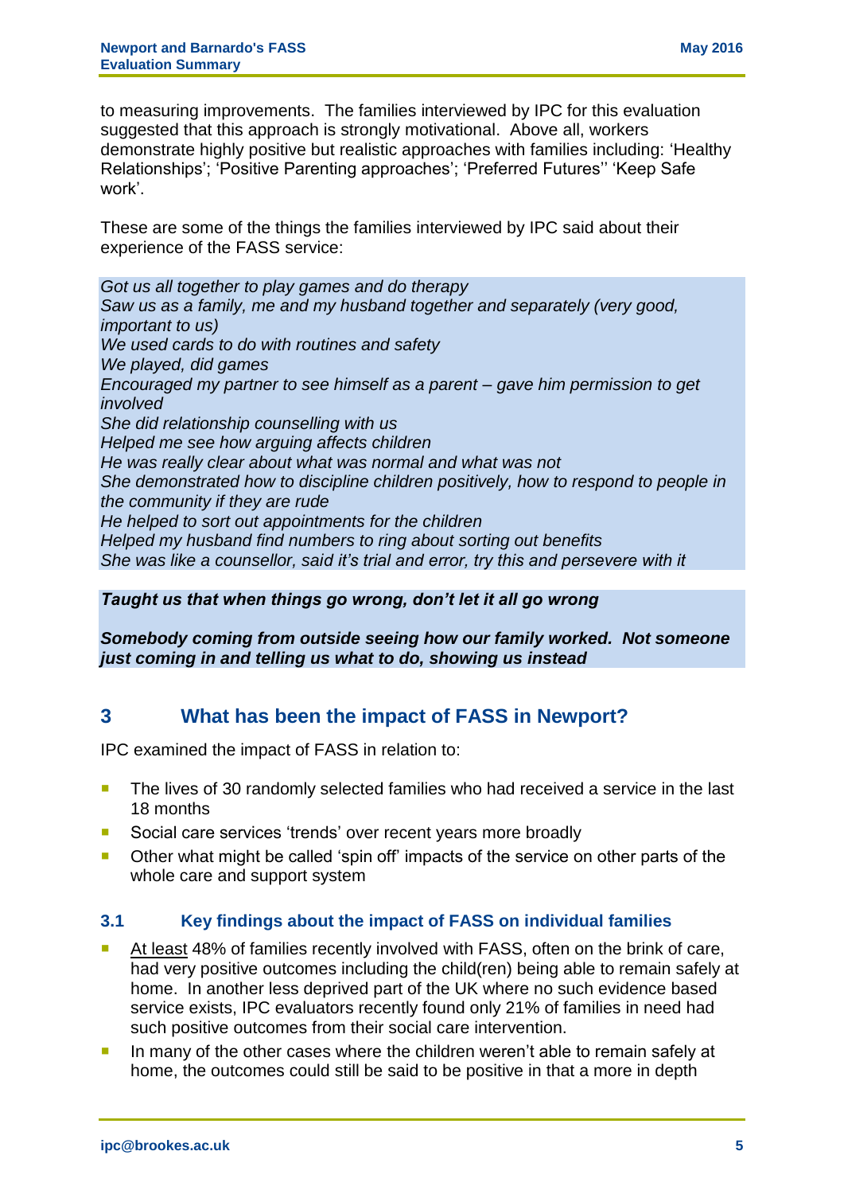to measuring improvements. The families interviewed by IPC for this evaluation suggested that this approach is strongly motivational. Above all, workers demonstrate highly positive but realistic approaches with families including: 'Healthy Relationships'; 'Positive Parenting approaches'; 'Preferred Futures'' 'Keep Safe work'.

These are some of the things the families interviewed by IPC said about their experience of the FASS service:

*Got us all together to play games and do therapy*
*Saw us as a family, me and my husband together and separately (very good, important to us)*
*We used cards to do with routines and safety*
*We played, did games*
*Encouraged my partner to see himself as a parent – gave him permission to get involved*
*She did relationship counselling with us*
*Helped me see how arguing affects children*
*He was really clear about what was normal and what was not*
*She demonstrated how to discipline children positively, how to respond to people in the community if they are rude*
*He helped to sort out appointments for the children*
*Helped my husband find numbers to ring about sorting out benefits*
*She was like a counsellor, said it's trial and error, try this and persevere with it*

***Taught us that when things go wrong, don't let it all go wrong***

***Somebody coming from outside seeing how our family worked. Not someone just coming in and telling us what to do, showing us instead***

## 3 What has been the impact of FASS in Newport?

IPC examined the impact of FASS in relation to:

- The lives of 30 randomly selected families who had received a service in the last 18 months
- Social care services 'trends' over recent years more broadly
- Other what might be called 'spin off' impacts of the service on other parts of the whole care and support system

### 3.1 Key findings about the impact of FASS on individual families

- At least 48% of families recently involved with FASS, often on the brink of care, had very positive outcomes including the child(ren) being able to remain safely at home. In another less deprived part of the UK where no such evidence based service exists, IPC evaluators recently found only 21% of families in need had such positive outcomes from their social care intervention.
- In many of the other cases where the children weren't able to remain safely at home, the outcomes could still be said to be positive in that a more in depth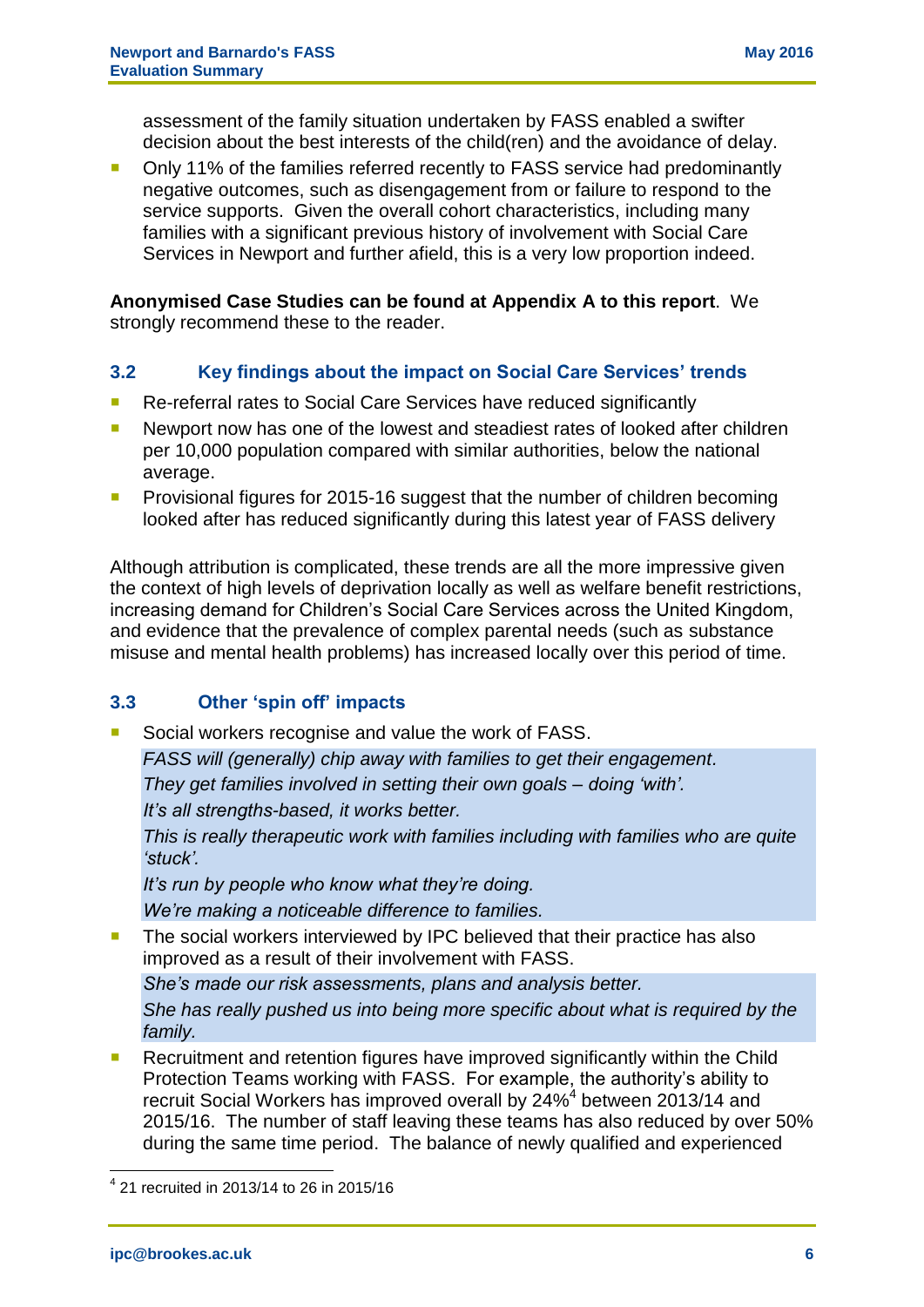assessment of the family situation undertaken by FASS enabled a swifter decision about the best interests of the child(ren) and the avoidance of delay.

- Only 11% of the families referred recently to FASS service had predominantly negative outcomes, such as disengagement from or failure to respond to the service supports. Given the overall cohort characteristics, including many families with a significant previous history of involvement with Social Care Services in Newport and further afield, this is a very low proportion indeed.

**Anonymised Case Studies can be found at Appendix A to this report**. We strongly recommend these to the reader.

### 3.2 Key findings about the impact on Social Care Services' trends

- Re-referral rates to Social Care Services have reduced significantly
- Newport now has one of the lowest and steadiest rates of looked after children per 10,000 population compared with similar authorities, below the national average.
- Provisional figures for 2015-16 suggest that the number of children becoming looked after has reduced significantly during this latest year of FASS delivery

Although attribution is complicated, these trends are all the more impressive given the context of high levels of deprivation locally as well as welfare benefit restrictions, increasing demand for Children's Social Care Services across the United Kingdom, and evidence that the prevalence of complex parental needs (such as substance misuse and mental health problems) has increased locally over this period of time.

### 3.3 Other 'spin off' impacts

- Social workers recognise and value the work of FASS.

  *FASS will (generally) chip away with families to get their engagement.*
  *They get families involved in setting their own goals – doing 'with'.*
  *It's all strengths-based, it works better.*
  *This is really therapeutic work with families including with families who are quite 'stuck'.*
  *It's run by people who know what they're doing.*
  *We're making a noticeable difference to families.*

- The social workers interviewed by IPC believed that their practice has also improved as a result of their involvement with FASS.

  *She's made our risk assessments, plans and analysis better.*
  *She has really pushed us into being more specific about what is required by the family.*

- Recruitment and retention figures have improved significantly within the Child Protection Teams working with FASS. For example, the authority's ability to recruit Social Workers has improved overall by 24%[4] between 2013/14 and 2015/16. The number of staff leaving these teams has also reduced by over 50% during the same time period. The balance of newly qualified and experienced

[4] 21 recruited in 2013/14 to 26 in 2015/16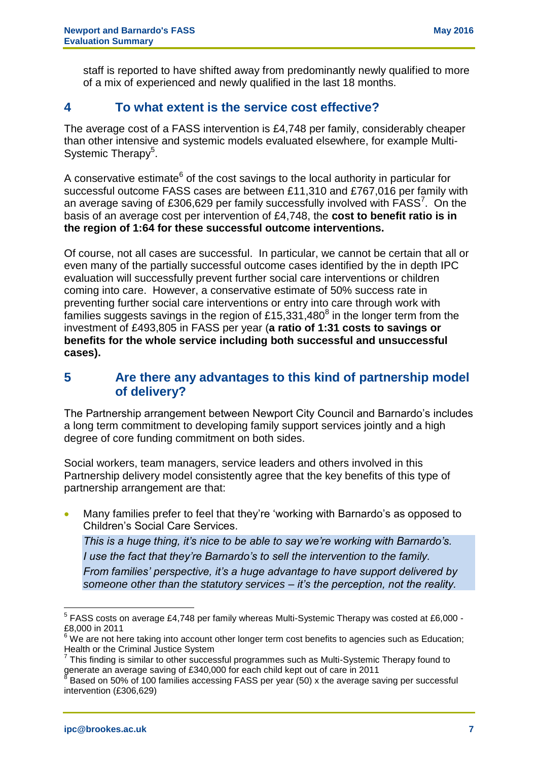staff is reported to have shifted away from predominantly newly qualified to more of a mix of experienced and newly qualified in the last 18 months.

## 4 To what extent is the service cost effective?

The average cost of a FASS intervention is £4,748 per family, considerably cheaper than other intensive and systemic models evaluated elsewhere, for example Multi-Systemic Therapy[5].

A conservative estimate[6] of the cost savings to the local authority in particular for successful outcome FASS cases are between £11,310 and £767,016 per family with an average saving of £306,629 per family successfully involved with FASS[7]. On the basis of an average cost per intervention of £4,748, the **cost to benefit ratio is in the region of 1:64 for these successful outcome interventions.**

Of course, not all cases are successful. In particular, we cannot be certain that all or even many of the partially successful outcome cases identified by the in depth IPC evaluation will successfully prevent further social care interventions or children coming into care. However, a conservative estimate of 50% success rate in preventing further social care interventions or entry into care through work with families suggests savings in the region of £15,331,480[8] in the longer term from the investment of £493,805 in FASS per year (**a ratio of 1:31 costs to savings or benefits for the whole service including both successful and unsuccessful cases).**

## 5 Are there any advantages to this kind of partnership model of delivery?

The Partnership arrangement between Newport City Council and Barnardo's includes a long term commitment to developing family support services jointly and a high degree of core funding commitment on both sides.

Social workers, team managers, service leaders and others involved in this Partnership delivery model consistently agree that the key benefits of this type of partnership arrangement are that:

- Many families prefer to feel that they're 'working with Barnardo's as opposed to Children's Social Care Services.

  *This is a huge thing, it's nice to be able to say we're working with Barnardo's.*

  *I use the fact that they're Barnardo's to sell the intervention to the family.*

  *From families' perspective, it's a huge advantage to have support delivered by someone other than the statutory services – it's the perception, not the reality.*

---

[5] FASS costs on average £4,748 per family whereas Multi-Systemic Therapy was costed at £6,000 - £8,000 in 2011

[6] We are not here taking into account other longer term cost benefits to agencies such as Education; Health or the Criminal Justice System

[7] This finding is similar to other successful programmes such as Multi-Systemic Therapy found to generate an average saving of £340,000 for each child kept out of care in 2011

[8] Based on 50% of 100 families accessing FASS per year (50) x the average saving per successful intervention (£306,629)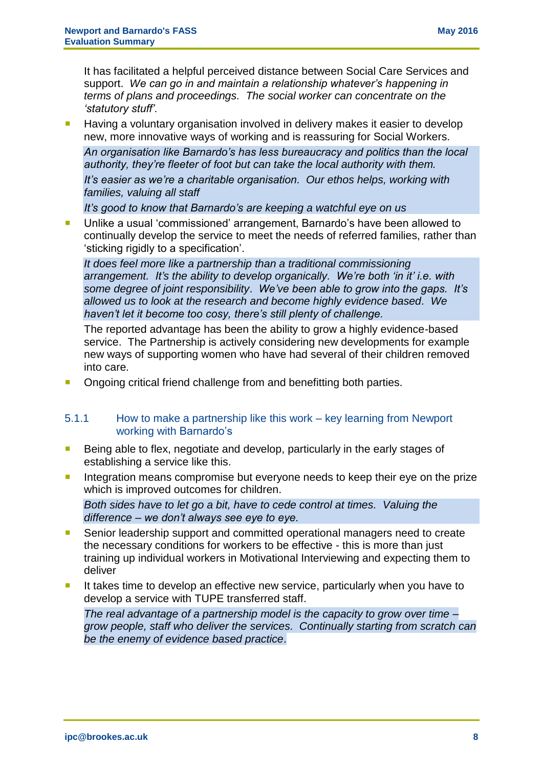It has facilitated a helpful perceived distance between Social Care Services and support. *We can go in and maintain a relationship whatever's happening in terms of plans and proceedings. The social worker can concentrate on the 'statutory stuff'.*

- Having a voluntary organisation involved in delivery makes it easier to develop new, more innovative ways of working and is reassuring for Social Workers.

  *An organisation like Barnardo's has less bureaucracy and politics than the local authority, they're fleeter of foot but can take the local authority with them.*

  *It's easier as we're a charitable organisation. Our ethos helps, working with families, valuing all staff*

  *It's good to know that Barnardo's are keeping a watchful eye on us*

- Unlike a usual 'commissioned' arrangement, Barnardo's have been allowed to continually develop the service to meet the needs of referred families, rather than 'sticking rigidly to a specification'.

  *It does feel more like a partnership than a traditional commissioning arrangement. It's the ability to develop organically. We're both 'in it' i.e. with some degree of joint responsibility. We've been able to grow into the gaps. It's allowed us to look at the research and become highly evidence based. We haven't let it become too cosy, there's still plenty of challenge.*

  The reported advantage has been the ability to grow a highly evidence-based service. The Partnership is actively considering new developments for example new ways of supporting women who have had several of their children removed into care.

- Ongoing critical friend challenge from and benefitting both parties.

### 5.1.1 How to make a partnership like this work – key learning from Newport working with Barnardo's

- Being able to flex, negotiate and develop, particularly in the early stages of establishing a service like this.
- Integration means compromise but everyone needs to keep their eye on the prize which is improved outcomes for children.

  *Both sides have to let go a bit, have to cede control at times. Valuing the difference – we don't always see eye to eye.*

- Senior leadership support and committed operational managers need to create the necessary conditions for workers to be effective - this is more than just training up individual workers in Motivational Interviewing and expecting them to deliver
- It takes time to develop an effective new service, particularly when you have to develop a service with TUPE transferred staff.

  *The real advantage of a partnership model is the capacity to grow over time – grow people, staff who deliver the services. Continually starting from scratch can be the enemy of evidence based practice*.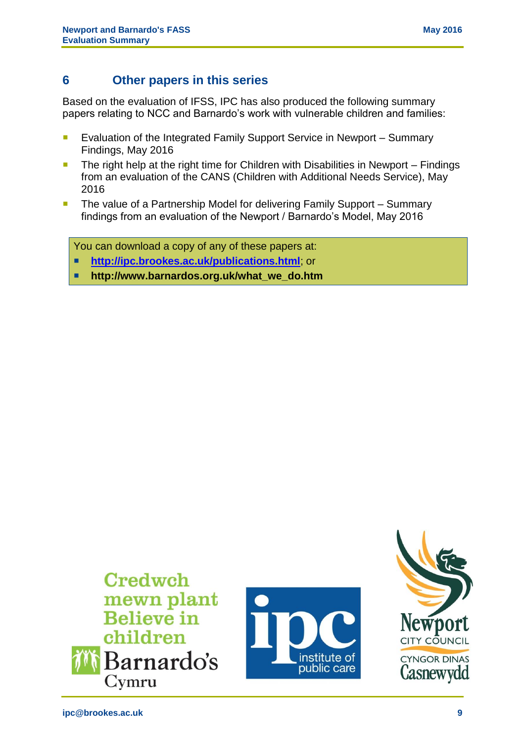## 6 Other papers in this series

Based on the evaluation of IFSS, IPC has also produced the following summary papers relating to NCC and Barnardo's work with vulnerable children and families:

- Evaluation of the Integrated Family Support Service in Newport – Summary Findings, May 2016
- The right help at the right time for Children with Disabilities in Newport – Findings from an evaluation of the CANS (Children with Additional Needs Service), May 2016
- The value of a Partnership Model for delivering Family Support – Summary findings from an evaluation of the Newport / Barnardo's Model, May 2016

You can download a copy of any of these papers at:

- **http://ipc.brookes.ac.uk/publications.html**; or
- **http://www.barnardos.org.uk/what_we_do.htm**

Credwch mewn plant
Believe in children
Barnardo's Cymru

ipc institute of public care

Newport City Council
Cyngor Dinas Casnewydd

ipc@brookes.ac.uk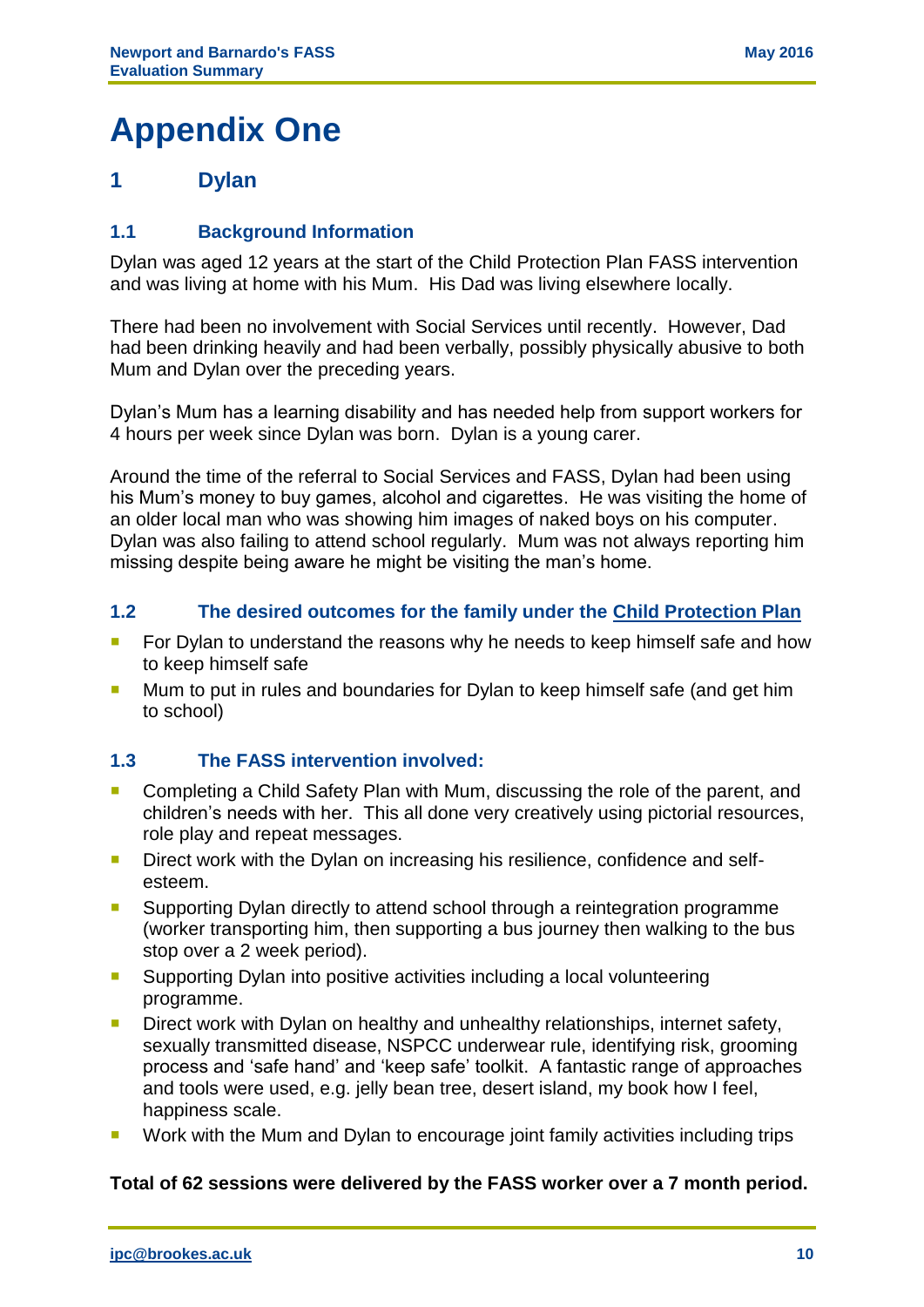# Appendix One

## 1 Dylan

### 1.1 Background Information

Dylan was aged 12 years at the start of the Child Protection Plan FASS intervention and was living at home with his Mum. His Dad was living elsewhere locally.

There had been no involvement with Social Services until recently. However, Dad had been drinking heavily and had been verbally, possibly physically abusive to both Mum and Dylan over the preceding years.

Dylan's Mum has a learning disability and has needed help from support workers for 4 hours per week since Dylan was born. Dylan is a young carer.

Around the time of the referral to Social Services and FASS, Dylan had been using his Mum's money to buy games, alcohol and cigarettes. He was visiting the home of an older local man who was showing him images of naked boys on his computer. Dylan was also failing to attend school regularly. Mum was not always reporting him missing despite being aware he might be visiting the man's home.

### 1.2 The desired outcomes for the family under the Child Protection Plan

- For Dylan to understand the reasons why he needs to keep himself safe and how to keep himself safe
- Mum to put in rules and boundaries for Dylan to keep himself safe (and get him to school)

### 1.3 The FASS intervention involved:

- Completing a Child Safety Plan with Mum, discussing the role of the parent, and children's needs with her. This all done very creatively using pictorial resources, role play and repeat messages.
- Direct work with the Dylan on increasing his resilience, confidence and self-esteem.
- Supporting Dylan directly to attend school through a reintegration programme (worker transporting him, then supporting a bus journey then walking to the bus stop over a 2 week period).
- Supporting Dylan into positive activities including a local volunteering programme.
- Direct work with Dylan on healthy and unhealthy relationships, internet safety, sexually transmitted disease, NSPCC underwear rule, identifying risk, grooming process and 'safe hand' and 'keep safe' toolkit. A fantastic range of approaches and tools were used, e.g. jelly bean tree, desert island, my book how I feel, happiness scale.
- Work with the Mum and Dylan to encourage joint family activities including trips

**Total of 62 sessions were delivered by the FASS worker over a 7 month period.**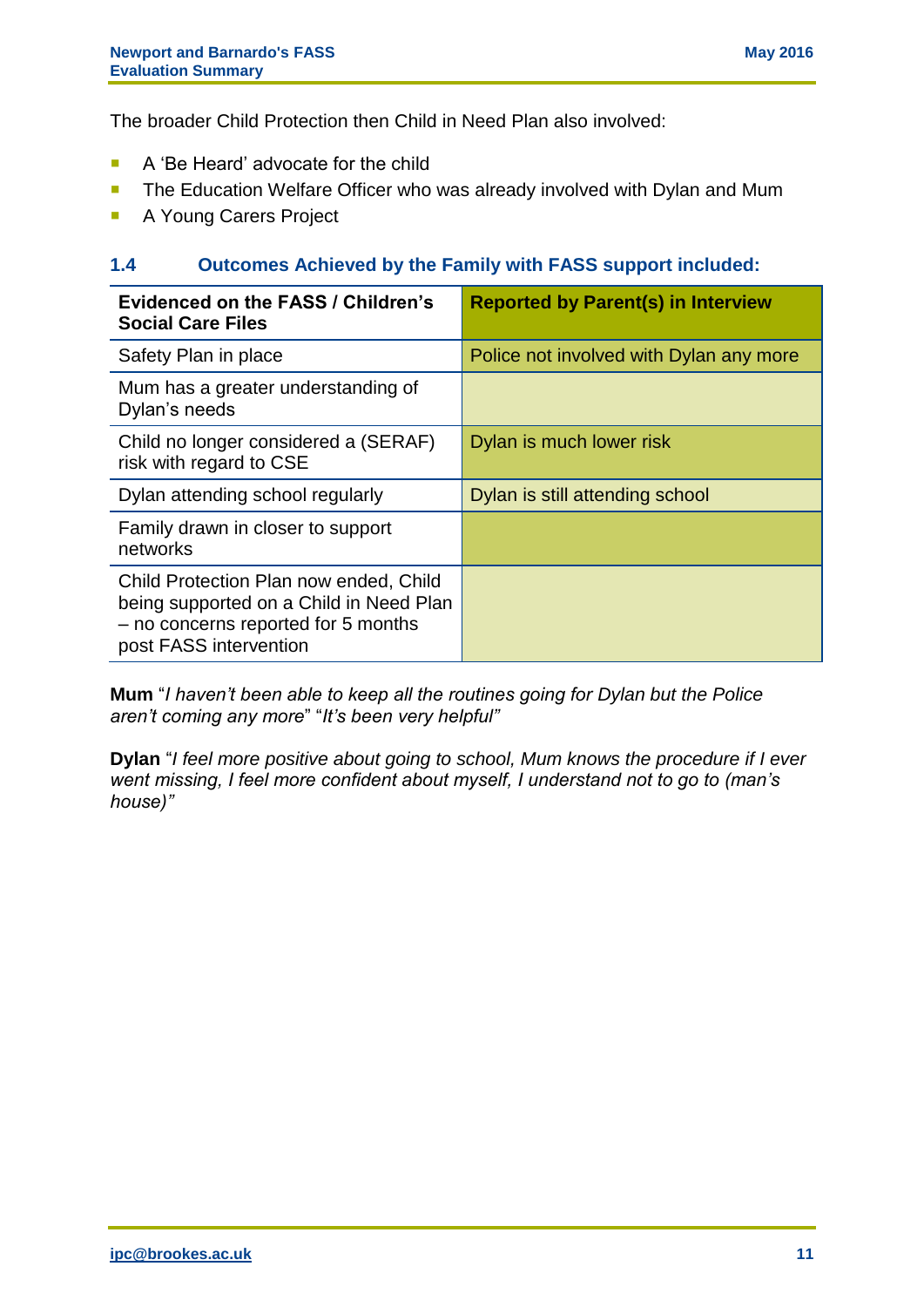The broader Child Protection then Child in Need Plan also involved:

- A 'Be Heard' advocate for the child
- The Education Welfare Officer who was already involved with Dylan and Mum
- A Young Carers Project

### 1.4 Outcomes Achieved by the Family with FASS support included:

| Evidenced on the FASS / Children's Social Care Files | Reported by Parent(s) in Interview |
|---|---|
| Safety Plan in place | Police not involved with Dylan any more |
| Mum has a greater understanding of Dylan's needs | |
| Child no longer considered a (SERAF) risk with regard to CSE | Dylan is much lower risk |
| Dylan attending school regularly | Dylan is still attending school |
| Family drawn in closer to support networks | |
| Child Protection Plan now ended, Child being supported on a Child in Need Plan – no concerns reported for 5 months post FASS intervention | |

**Mum** "*I haven't been able to keep all the routines going for Dylan but the Police aren't coming any more*" "*It's been very helpful"*

**Dylan** "*I feel more positive about going to school, Mum knows the procedure if I ever went missing, I feel more confident about myself, I understand not to go to (man's house)"*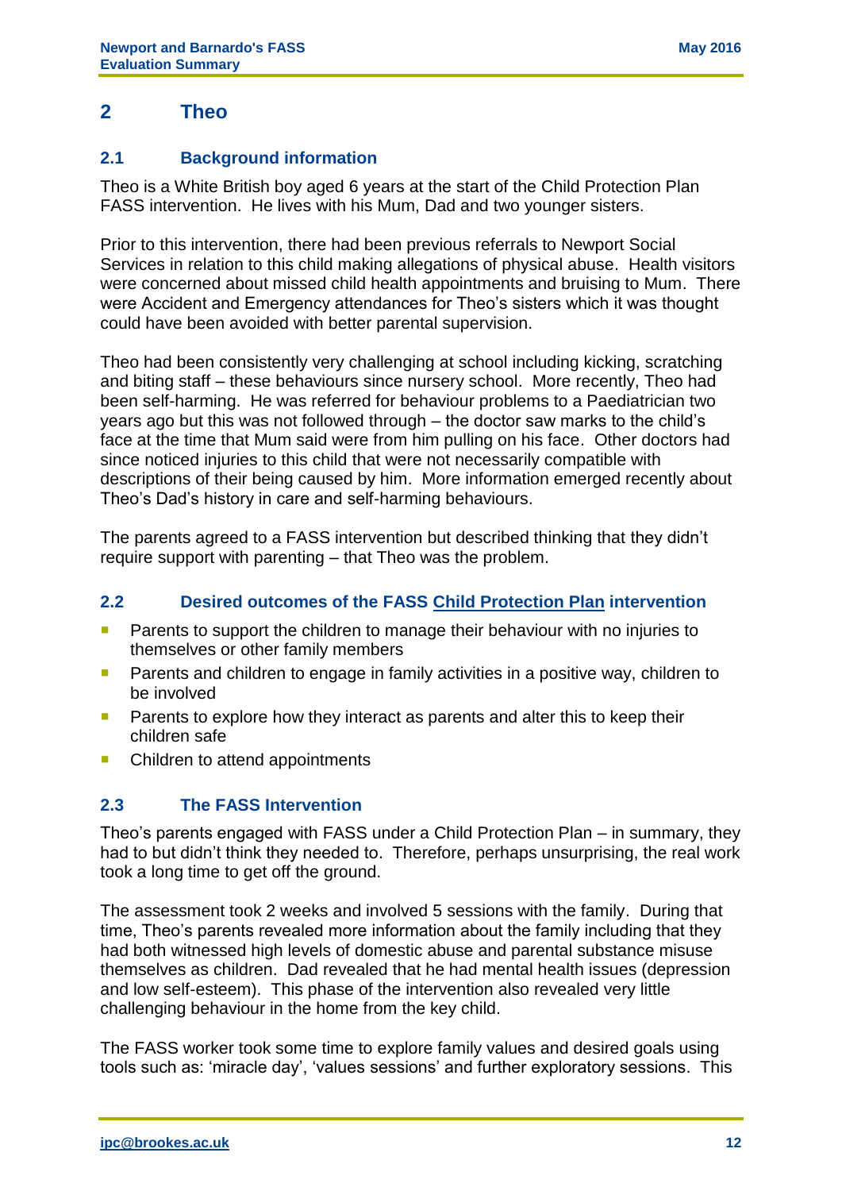## 2 Theo

### 2.1 Background information

Theo is a White British boy aged 6 years at the start of the Child Protection Plan FASS intervention. He lives with his Mum, Dad and two younger sisters.

Prior to this intervention, there had been previous referrals to Newport Social Services in relation to this child making allegations of physical abuse. Health visitors were concerned about missed child health appointments and bruising to Mum. There were Accident and Emergency attendances for Theo's sisters which it was thought could have been avoided with better parental supervision.

Theo had been consistently very challenging at school including kicking, scratching and biting staff – these behaviours since nursery school. More recently, Theo had been self-harming. He was referred for behaviour problems to a Paediatrician two years ago but this was not followed through – the doctor saw marks to the child's face at the time that Mum said were from him pulling on his face. Other doctors had since noticed injuries to this child that were not necessarily compatible with descriptions of their being caused by him. More information emerged recently about Theo's Dad's history in care and self-harming behaviours.

The parents agreed to a FASS intervention but described thinking that they didn't require support with parenting – that Theo was the problem.

### 2.2 Desired outcomes of the FASS Child Protection Plan intervention

- Parents to support the children to manage their behaviour with no injuries to themselves or other family members
- Parents and children to engage in family activities in a positive way, children to be involved
- Parents to explore how they interact as parents and alter this to keep their children safe
- Children to attend appointments

### 2.3 The FASS Intervention

Theo's parents engaged with FASS under a Child Protection Plan – in summary, they had to but didn't think they needed to. Therefore, perhaps unsurprising, the real work took a long time to get off the ground.

The assessment took 2 weeks and involved 5 sessions with the family. During that time, Theo's parents revealed more information about the family including that they had both witnessed high levels of domestic abuse and parental substance misuse themselves as children. Dad revealed that he had mental health issues (depression and low self-esteem). This phase of the intervention also revealed very little challenging behaviour in the home from the key child.

The FASS worker took some time to explore family values and desired goals using tools such as: 'miracle day', 'values sessions' and further exploratory sessions. This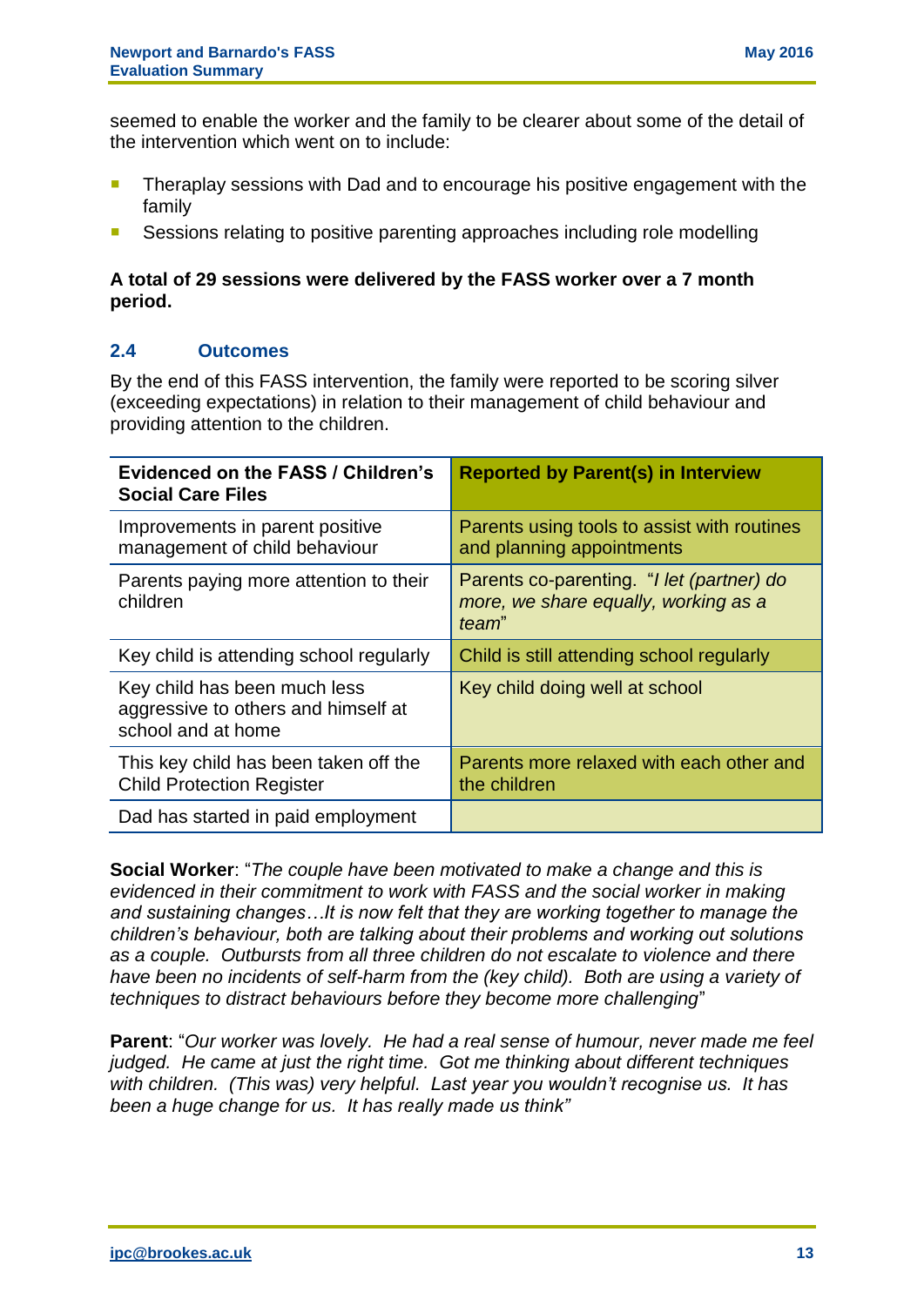seemed to enable the worker and the family to be clearer about some of the detail of the intervention which went on to include:

- Theraplay sessions with Dad and to encourage his positive engagement with the family
- Sessions relating to positive parenting approaches including role modelling

**A total of 29 sessions were delivered by the FASS worker over a 7 month period.**

### 2.4 Outcomes

By the end of this FASS intervention, the family were reported to be scoring silver (exceeding expectations) in relation to their management of child behaviour and providing attention to the children.

| Evidenced on the FASS / Children's Social Care Files | Reported by Parent(s) in Interview |
|---|---|
| Improvements in parent positive management of child behaviour | Parents using tools to assist with routines and planning appointments |
| Parents paying more attention to their children | Parents co-parenting. "*I let (partner) do more, we share equally, working as a team*" |
| Key child is attending school regularly | Child is still attending school regularly |
| Key child has been much less aggressive to others and himself at school and at home | Key child doing well at school |
| This key child has been taken off the Child Protection Register | Parents more relaxed with each other and the children |
| Dad has started in paid employment | |

**Social Worker**: "*The couple have been motivated to make a change and this is evidenced in their commitment to work with FASS and the social worker in making and sustaining changes…It is now felt that they are working together to manage the children's behaviour, both are talking about their problems and working out solutions as a couple. Outbursts from all three children do not escalate to violence and there have been no incidents of self-harm from the (key child). Both are using a variety of techniques to distract behaviours before they become more challenging*"

**Parent**: "*Our worker was lovely. He had a real sense of humour, never made me feel judged. He came at just the right time. Got me thinking about different techniques with children. (This was) very helpful. Last year you wouldn't recognise us. It has been a huge change for us. It has really made us think"*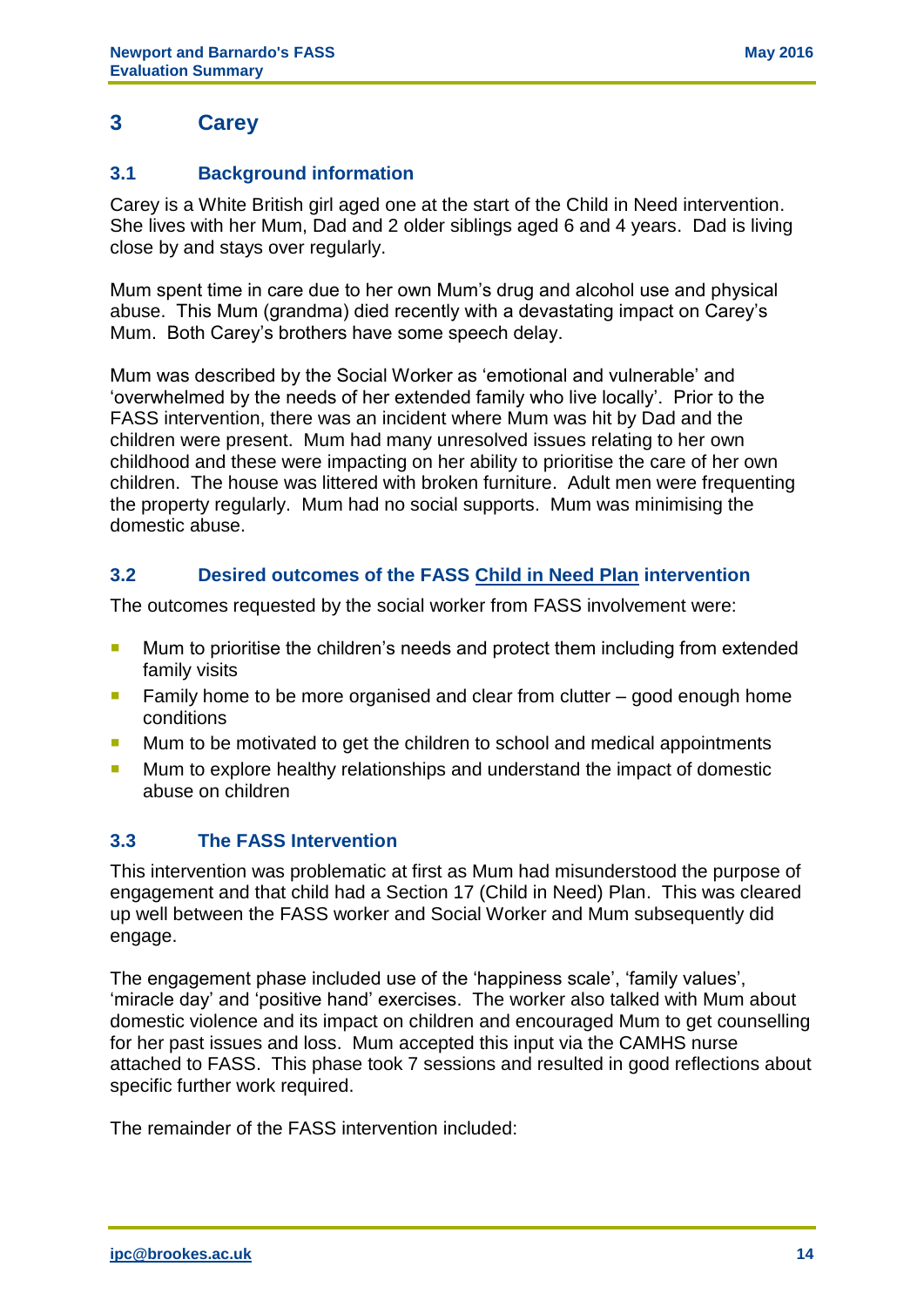## 3 Carey

### 3.1 Background information

Carey is a White British girl aged one at the start of the Child in Need intervention. She lives with her Mum, Dad and 2 older siblings aged 6 and 4 years. Dad is living close by and stays over regularly.

Mum spent time in care due to her own Mum's drug and alcohol use and physical abuse. This Mum (grandma) died recently with a devastating impact on Carey's Mum. Both Carey's brothers have some speech delay.

Mum was described by the Social Worker as 'emotional and vulnerable' and 'overwhelmed by the needs of her extended family who live locally'. Prior to the FASS intervention, there was an incident where Mum was hit by Dad and the children were present. Mum had many unresolved issues relating to her own childhood and these were impacting on her ability to prioritise the care of her own children. The house was littered with broken furniture. Adult men were frequenting the property regularly. Mum had no social supports. Mum was minimising the domestic abuse.

### 3.2 Desired outcomes of the FASS Child in Need Plan intervention

The outcomes requested by the social worker from FASS involvement were:

- Mum to prioritise the children's needs and protect them including from extended family visits
- Family home to be more organised and clear from clutter – good enough home conditions
- Mum to be motivated to get the children to school and medical appointments
- Mum to explore healthy relationships and understand the impact of domestic abuse on children

### 3.3 The FASS Intervention

This intervention was problematic at first as Mum had misunderstood the purpose of engagement and that child had a Section 17 (Child in Need) Plan. This was cleared up well between the FASS worker and Social Worker and Mum subsequently did engage.

The engagement phase included use of the 'happiness scale', 'family values', 'miracle day' and 'positive hand' exercises. The worker also talked with Mum about domestic violence and its impact on children and encouraged Mum to get counselling for her past issues and loss. Mum accepted this input via the CAMHS nurse attached to FASS. This phase took 7 sessions and resulted in good reflections about specific further work required.

The remainder of the FASS intervention included: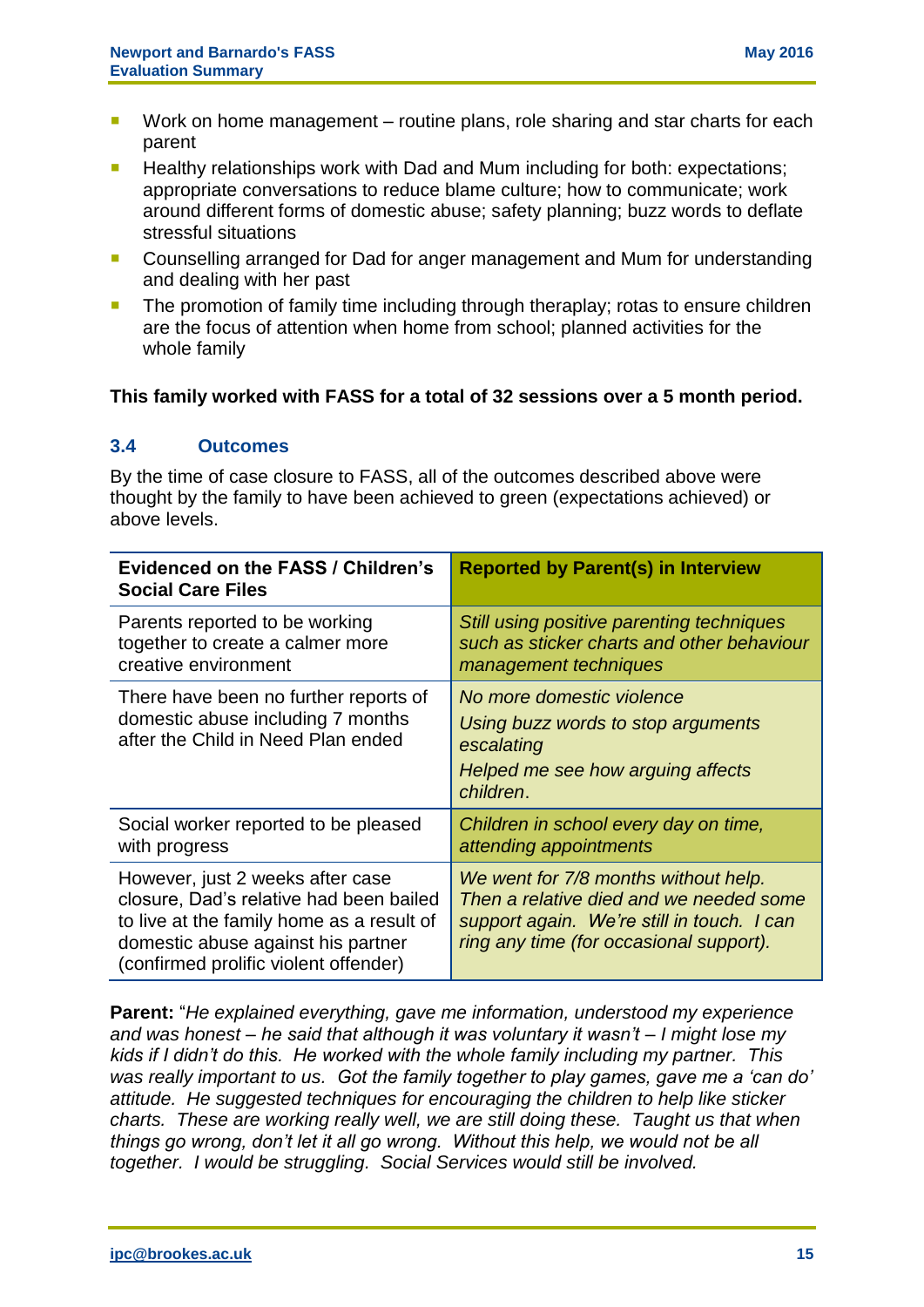- Work on home management – routine plans, role sharing and star charts for each parent
- Healthy relationships work with Dad and Mum including for both: expectations; appropriate conversations to reduce blame culture; how to communicate; work around different forms of domestic abuse; safety planning; buzz words to deflate stressful situations
- Counselling arranged for Dad for anger management and Mum for understanding and dealing with her past
- The promotion of family time including through theraplay; rotas to ensure children are the focus of attention when home from school; planned activities for the whole family

**This family worked with FASS for a total of 32 sessions over a 5 month period.**

### 3.4 Outcomes

By the time of case closure to FASS, all of the outcomes described above were thought by the family to have been achieved to green (expectations achieved) or above levels.

| Evidenced on the FASS / Children's Social Care Files | Reported by Parent(s) in Interview |
|---|---|
| Parents reported to be working together to create a calmer more creative environment | *Still using positive parenting techniques such as sticker charts and other behaviour management techniques* |
| There have been no further reports of domestic abuse including 7 months after the Child in Need Plan ended | *No more domestic violence*<br>*Using buzz words to stop arguments escalating*<br>*Helped me see how arguing affects children*. |
| Social worker reported to be pleased with progress | *Children in school every day on time, attending appointments* |
| However, just 2 weeks after case closure, Dad's relative had been bailed to live at the family home as a result of domestic abuse against his partner (confirmed prolific violent offender) | *We went for 7/8 months without help. Then a relative died and we needed some support again. We're still in touch. I can ring any time (for occasional support).* |

**Parent:** "*He explained everything, gave me information, understood my experience and was honest – he said that although it was voluntary it wasn't – I might lose my kids if I didn't do this. He worked with the whole family including my partner. This was really important to us. Got the family together to play games, gave me a 'can do' attitude. He suggested techniques for encouraging the children to help like sticker charts. These are working really well, we are still doing these. Taught us that when things go wrong, don't let it all go wrong. Without this help, we would not be all together. I would be struggling. Social Services would still be involved.*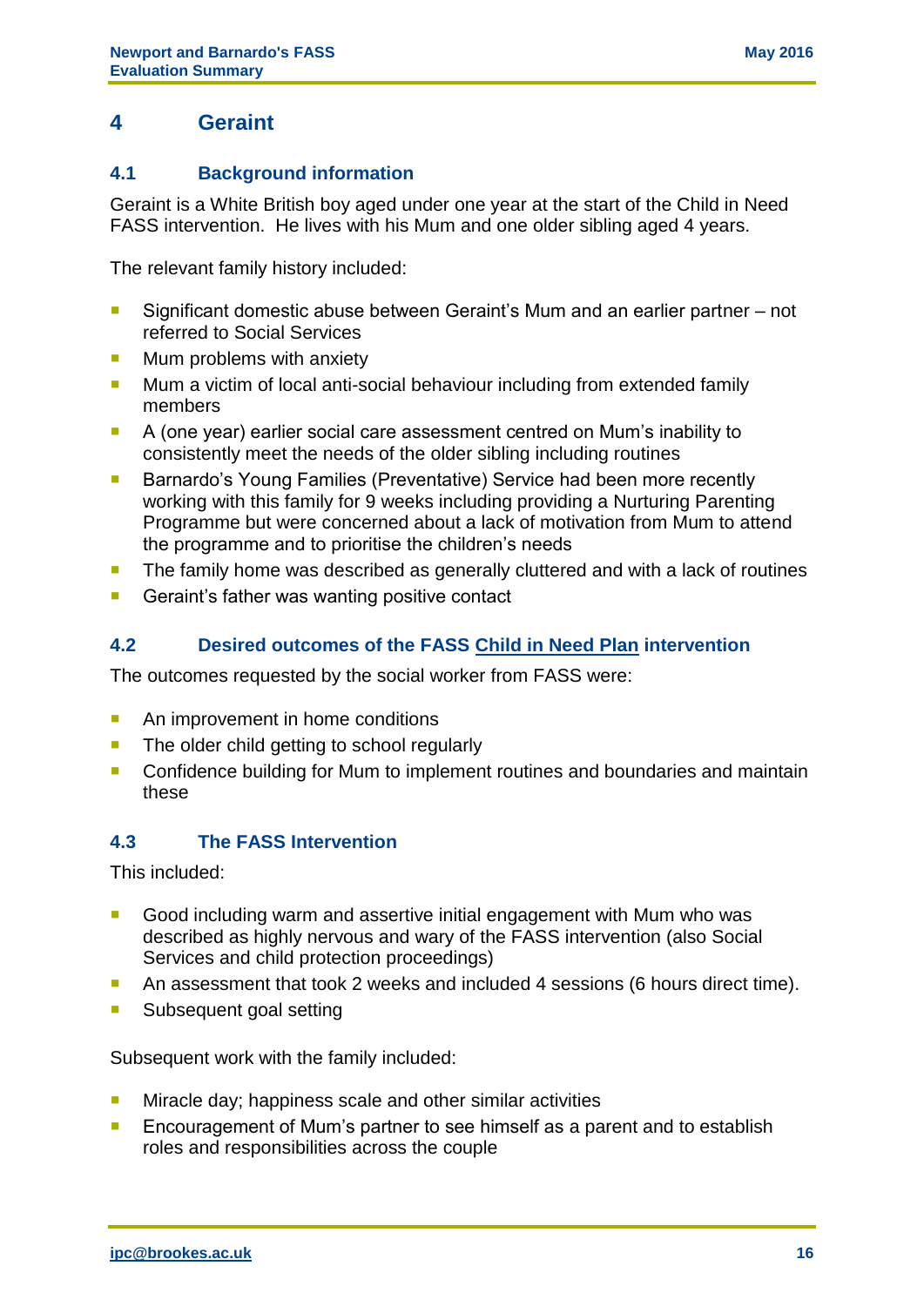## 4 Geraint

### 4.1 Background information

Geraint is a White British boy aged under one year at the start of the Child in Need FASS intervention. He lives with his Mum and one older sibling aged 4 years.

The relevant family history included:

- Significant domestic abuse between Geraint's Mum and an earlier partner – not referred to Social Services
- Mum problems with anxiety
- Mum a victim of local anti-social behaviour including from extended family members
- A (one year) earlier social care assessment centred on Mum's inability to consistently meet the needs of the older sibling including routines
- Barnardo's Young Families (Preventative) Service had been more recently working with this family for 9 weeks including providing a Nurturing Parenting Programme but were concerned about a lack of motivation from Mum to attend the programme and to prioritise the children's needs
- The family home was described as generally cluttered and with a lack of routines
- Geraint's father was wanting positive contact

### 4.2 Desired outcomes of the FASS Child in Need Plan intervention

The outcomes requested by the social worker from FASS were:

- An improvement in home conditions
- The older child getting to school regularly
- Confidence building for Mum to implement routines and boundaries and maintain these

### 4.3 The FASS Intervention

This included:

- Good including warm and assertive initial engagement with Mum who was described as highly nervous and wary of the FASS intervention (also Social Services and child protection proceedings)
- An assessment that took 2 weeks and included 4 sessions (6 hours direct time).
- Subsequent goal setting

Subsequent work with the family included:

- Miracle day; happiness scale and other similar activities
- Encouragement of Mum's partner to see himself as a parent and to establish roles and responsibilities across the couple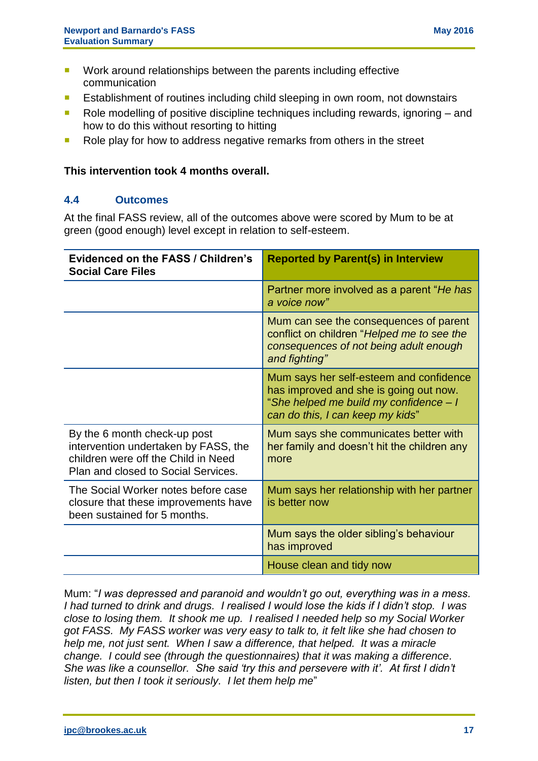- Work around relationships between the parents including effective communication
- Establishment of routines including child sleeping in own room, not downstairs
- Role modelling of positive discipline techniques including rewards, ignoring – and how to do this without resorting to hitting
- Role play for how to address negative remarks from others in the street

**This intervention took 4 months overall.**

### 4.4 Outcomes

At the final FASS review, all of the outcomes above were scored by Mum to be at green (good enough) level except in relation to self-esteem.

| Evidenced on the FASS / Children's Social Care Files | Reported by Parent(s) in Interview |
|---|---|
| | Partner more involved as a parent "*He has a voice now"* |
| | Mum can see the consequences of parent conflict on children "*Helped me to see the consequences of not being adult enough and fighting"* |
| | Mum says her self-esteem and confidence has improved and she is going out now. "*She helped me build my confidence – I can do this, I can keep my kids*" |
| By the 6 month check-up post intervention undertaken by FASS, the children were off the Child in Need Plan and closed to Social Services. | Mum says she communicates better with her family and doesn't hit the children any more |
| The Social Worker notes before case closure that these improvements have been sustained for 5 months. | Mum says her relationship with her partner is better now |
| | Mum says the older sibling's behaviour has improved |
| | House clean and tidy now |

Mum: "*I was depressed and paranoid and wouldn't go out, everything was in a mess. I had turned to drink and drugs. I realised I would lose the kids if I didn't stop. I was close to losing them. It shook me up. I realised I needed help so my Social Worker got FASS. My FASS worker was very easy to talk to, it felt like she had chosen to help me, not just sent. When I saw a difference, that helped. It was a miracle change. I could see (through the questionnaires) that it was making a difference. She was like a counsellor. She said 'try this and persevere with it'. At first I didn't listen, but then I took it seriously. I let them help me*"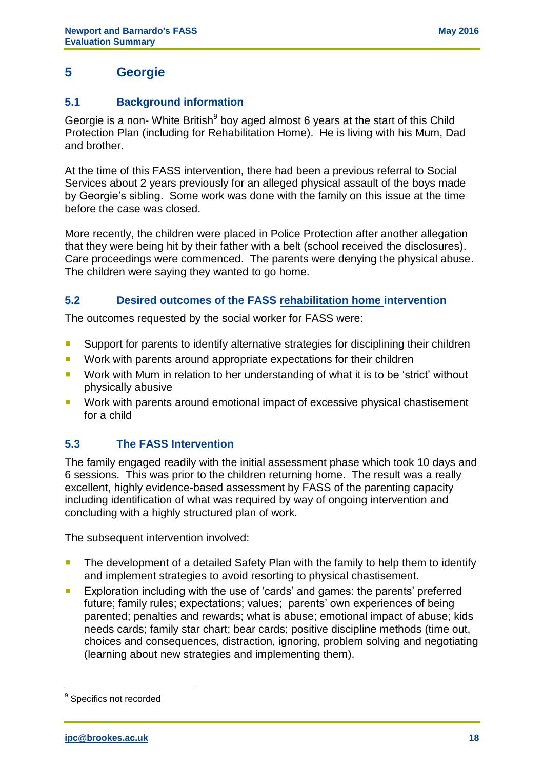# 5 Georgie

## 5.1 Background information

Georgie is a non- White British[9] boy aged almost 6 years at the start of this Child Protection Plan (including for Rehabilitation Home). He is living with his Mum, Dad and brother.

At the time of this FASS intervention, there had been a previous referral to Social Services about 2 years previously for an alleged physical assault of the boys made by Georgie's sibling. Some work was done with the family on this issue at the time before the case was closed.

More recently, the children were placed in Police Protection after another allegation that they were being hit by their father with a belt (school received the disclosures). Care proceedings were commenced. The parents were denying the physical abuse. The children were saying they wanted to go home.

## 5.2 Desired outcomes of the FASS rehabilitation home intervention

The outcomes requested by the social worker for FASS were:

- Support for parents to identify alternative strategies for disciplining their children
- Work with parents around appropriate expectations for their children
- Work with Mum in relation to her understanding of what it is to be 'strict' without physically abusive
- Work with parents around emotional impact of excessive physical chastisement for a child

## 5.3 The FASS Intervention

The family engaged readily with the initial assessment phase which took 10 days and 6 sessions. This was prior to the children returning home. The result was a really excellent, highly evidence-based assessment by FASS of the parenting capacity including identification of what was required by way of ongoing intervention and concluding with a highly structured plan of work.

The subsequent intervention involved:

- The development of a detailed Safety Plan with the family to help them to identify and implement strategies to avoid resorting to physical chastisement.
- Exploration including with the use of 'cards' and games: the parents' preferred future; family rules; expectations; values; parents' own experiences of being parented; penalties and rewards; what is abuse; emotional impact of abuse; kids needs cards; family star chart; bear cards; positive discipline methods (time out, choices and consequences, distraction, ignoring, problem solving and negotiating (learning about new strategies and implementing them).

[9] Specifics not recorded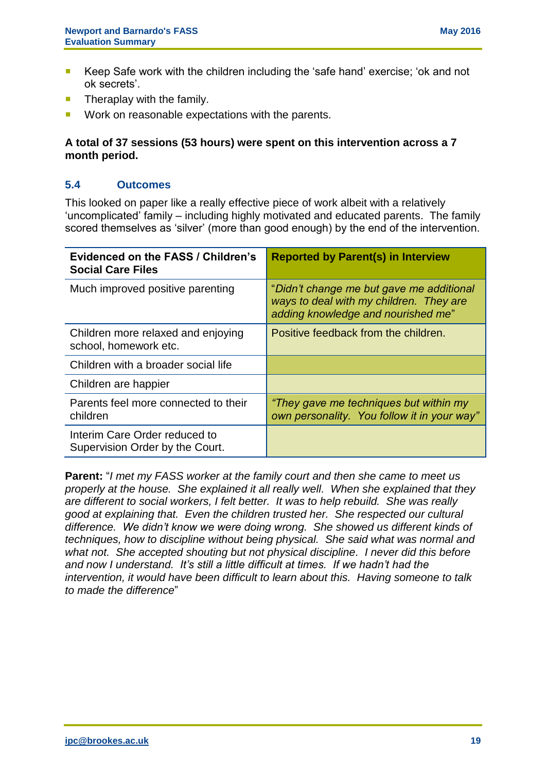- Keep Safe work with the children including the 'safe hand' exercise; 'ok and not ok secrets'.
- Theraplay with the family.
- Work on reasonable expectations with the parents.

**A total of 37 sessions (53 hours) were spent on this intervention across a 7 month period.**

## 5.4 Outcomes

This looked on paper like a really effective piece of work albeit with a relatively 'uncomplicated' family – including highly motivated and educated parents. The family scored themselves as 'silver' (more than good enough) by the end of the intervention.

| Evidenced on the FASS / Children's Social Care Files | Reported by Parent(s) in Interview |
|---|---|
| Much improved positive parenting | "*Didn't change me but gave me additional ways to deal with my children. They are adding knowledge and nourished me*" |
| Children more relaxed and enjoying school, homework etc. | Positive feedback from the children. |
| Children with a broader social life | |
| Children are happier | |
| Parents feel more connected to their children | *"They gave me techniques but within my own personality. You follow it in your way"* |
| Interim Care Order reduced to Supervision Order by the Court. | |

**Parent:** "*I met my FASS worker at the family court and then she came to meet us properly at the house. She explained it all really well. When she explained that they are different to social workers, I felt better. It was to help rebuild. She was really good at explaining that. Even the children trusted her. She respected our cultural difference. We didn't know we were doing wrong. She showed us different kinds of techniques, how to discipline without being physical. She said what was normal and what not. She accepted shouting but not physical discipline. I never did this before and now I understand. It's still a little difficult at times. If we hadn't had the intervention, it would have been difficult to learn about this. Having someone to talk to made the difference*"